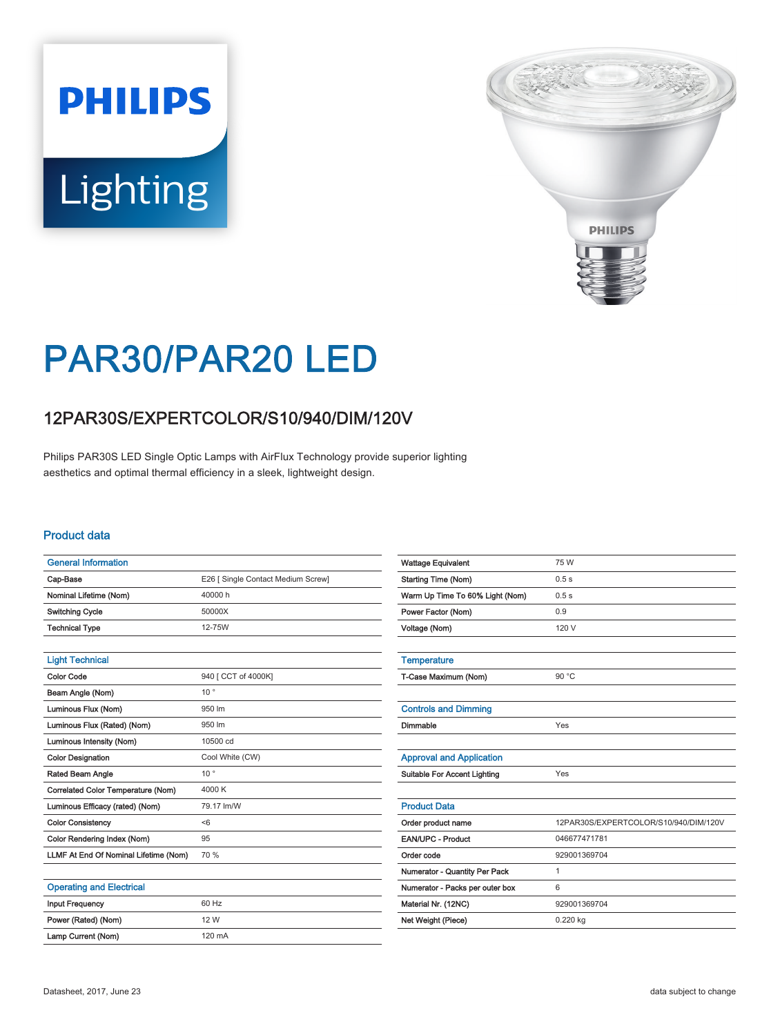# PAR30/PAR20 LED

## 12PAR30S/EXPERTCOLOR/S10/940/DIM/120V

Philips PAR30S LED Single Optic Lamps with AirFlux Technology provide superior lighting aesthetics and optimal thermal efficiency in a sleek, lightweight design.

### Product data

| General Information | |
|---|---|
| Cap-Base | E26 [ Single Contact Medium Screw] |
| Nominal Lifetime (Nom) | 40000 h |
| Switching Cycle | 50000X |
| Technical Type | 12-75W |

| Light Technical | |
|---|---|
| Color Code | 940 [ CCT of 4000K] |
| Beam Angle (Nom) | 10 ° |
| Luminous Flux (Nom) | 950 lm |
| Luminous Flux (Rated) (Nom) | 950 lm |
| Luminous Intensity (Nom) | 10500 cd |
| Color Designation | Cool White (CW) |
| Rated Beam Angle | 10 ° |
| Correlated Color Temperature (Nom) | 4000 K |
| Luminous Efficacy (rated) (Nom) | 79.17 lm/W |
| Color Consistency | <6 |
| Color Rendering Index (Nom) | 95 |
| LLMF At End Of Nominal Lifetime (Nom) | 70 % |

| Operating and Electrical | |
|---|---|
| Input Frequency | 60 Hz |
| Power (Rated) (Nom) | 12 W |
| Lamp Current (Nom) | 120 mA |
| Wattage Equivalent | 75 W |
| Starting Time (Nom) | 0.5 s |
| Warm Up Time To 60% Light (Nom) | 0.5 s |
| Power Factor (Nom) | 0.9 |
| Voltage (Nom) | 120 V |

| Temperature | |
|---|---|
| T-Case Maximum (Nom) | 90 °C |

| Controls and Dimming | |
|---|---|
| Dimmable | Yes |

| Approval and Application | |
|---|---|
| Suitable For Accent Lighting | Yes |

| Product Data | |
|---|---|
| Order product name | 12PAR30S/EXPERTCOLOR/S10/940/DIM/120V |
| EAN/UPC - Product | 046677471781 |
| Order code | 929001369704 |
| Numerator - Quantity Per Pack | 1 |
| Numerator - Packs per outer box | 6 |
| Material Nr. (12NC) | 929001369704 |
| Net Weight (Piece) | 0.220 kg |

Datasheet, 2017, June 23

data subject to change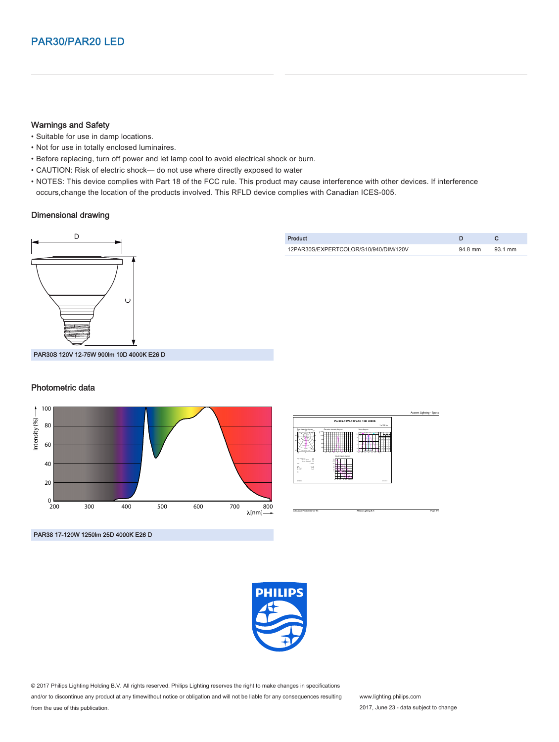## Warnings and Safety

- Suitable for use in damp locations.
- Not for use in totally enclosed luminaires.
- Before replacing, turn off power and let lamp cool to avoid electrical shock or burn.
- CAUTION: Risk of electric shock— do not use where directly exposed to water
- NOTES: This device complies with Part 18 of the FCC rule. This product may cause interference with other devices. If interference occurs,change the location of the products involved. This RFLD device complies with Canadian ICES-005.

## Dimensional drawing

D

C

PAR30S 120V 12-75W 900lm 10D 4000K E26 D

| Product | D | C |
|---|---|---|
| 12PAR30S/EXPERTCOLOR/S10/940/DIM/120V | 94.8 mm | 93.1 mm |

## Photometric data

Intensity (%)

100
80
60
40
20
0

200 300 400 500 600 700 800

λ[nm]

PAR38 17-120W 1250lm 25D 4000K E26 D

Accent Lighting - Spots

Par30S-12W-120VAC 10D 4000K